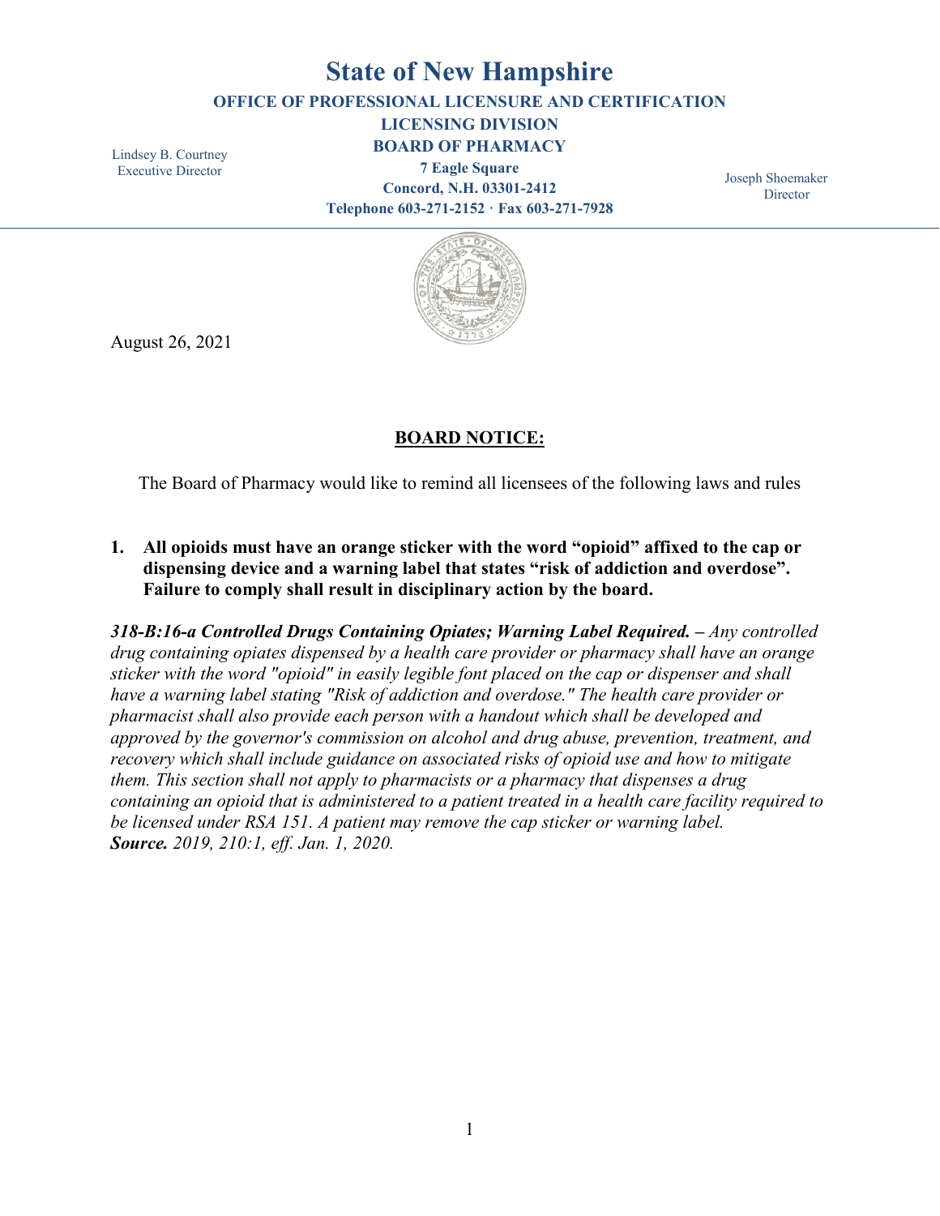# State of New Hampshire

**OFFICE OF PROFESSIONAL LICENSURE AND CERTIFICATION**

**LICENSING DIVISION**

**BOARD OF PHARMACY**

**7 Eagle Square**

**Concord, N.H. 03301-2412**

**Telephone 603-271-2152 · Fax 603-271-7928**

Lindsey B. Courtney
Executive Director

Joseph Shoemaker
Director

August 26, 2021

## BOARD NOTICE:

The Board of Pharmacy would like to remind all licensees of the following laws and rules

1. **All opioids must have an orange sticker with the word "opioid" affixed to the cap or dispensing device and a warning label that states "risk of addiction and overdose". Failure to comply shall result in disciplinary action by the board.**

***318-B:16-a Controlled Drugs Containing Opiates; Warning Label Required.*** *– Any controlled drug containing opiates dispensed by a health care provider or pharmacy shall have an orange sticker with the word "opioid" in easily legible font placed on the cap or dispenser and shall have a warning label stating "Risk of addiction and overdose." The health care provider or pharmacist shall also provide each person with a handout which shall be developed and approved by the governor's commission on alcohol and drug abuse, prevention, treatment, and recovery which shall include guidance on associated risks of opioid use and how to mitigate them. This section shall not apply to pharmacists or a pharmacy that dispenses a drug containing an opioid that is administered to a patient treated in a health care facility required to be licensed under RSA 151. A patient may remove the cap sticker or warning label.*
***Source.*** *2019, 210:1, eff. Jan. 1, 2020.*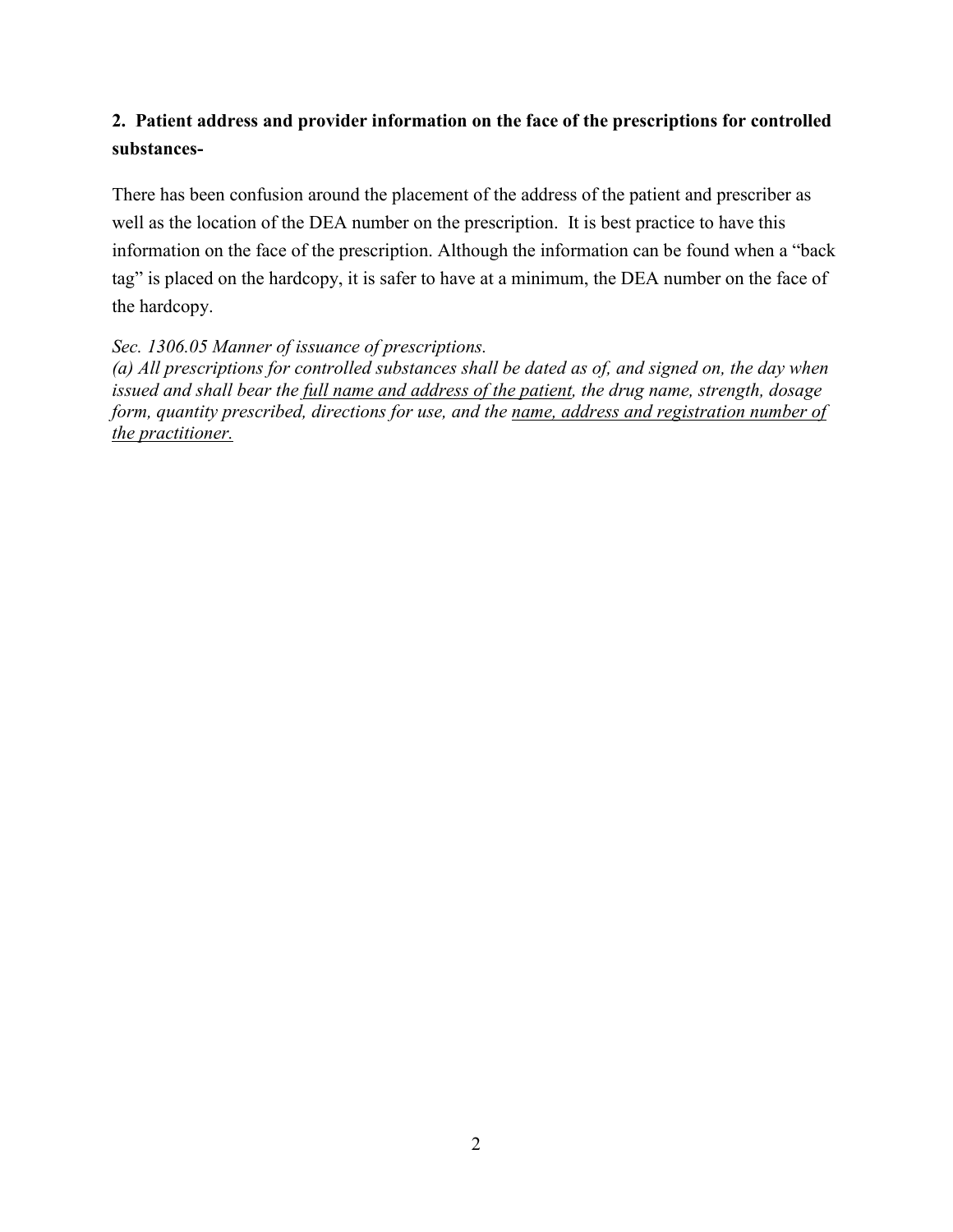**2. Patient address and provider information on the face of the prescriptions for controlled substances-**

There has been confusion around the placement of the address of the patient and prescriber as well as the location of the DEA number on the prescription. It is best practice to have this information on the face of the prescription. Although the information can be found when a "back tag" is placed on the hardcopy, it is safer to have at a minimum, the DEA number on the face of the hardcopy.

*Sec. 1306.05 Manner of issuance of prescriptions.*
*(a) All prescriptions for controlled substances shall be dated as of, and signed on, the day when issued and shall bear the <u>full name and address of the patient</u>, the drug name, strength, dosage form, quantity prescribed, directions for use, and the <u>name, address and registration number of the practitioner.</u>*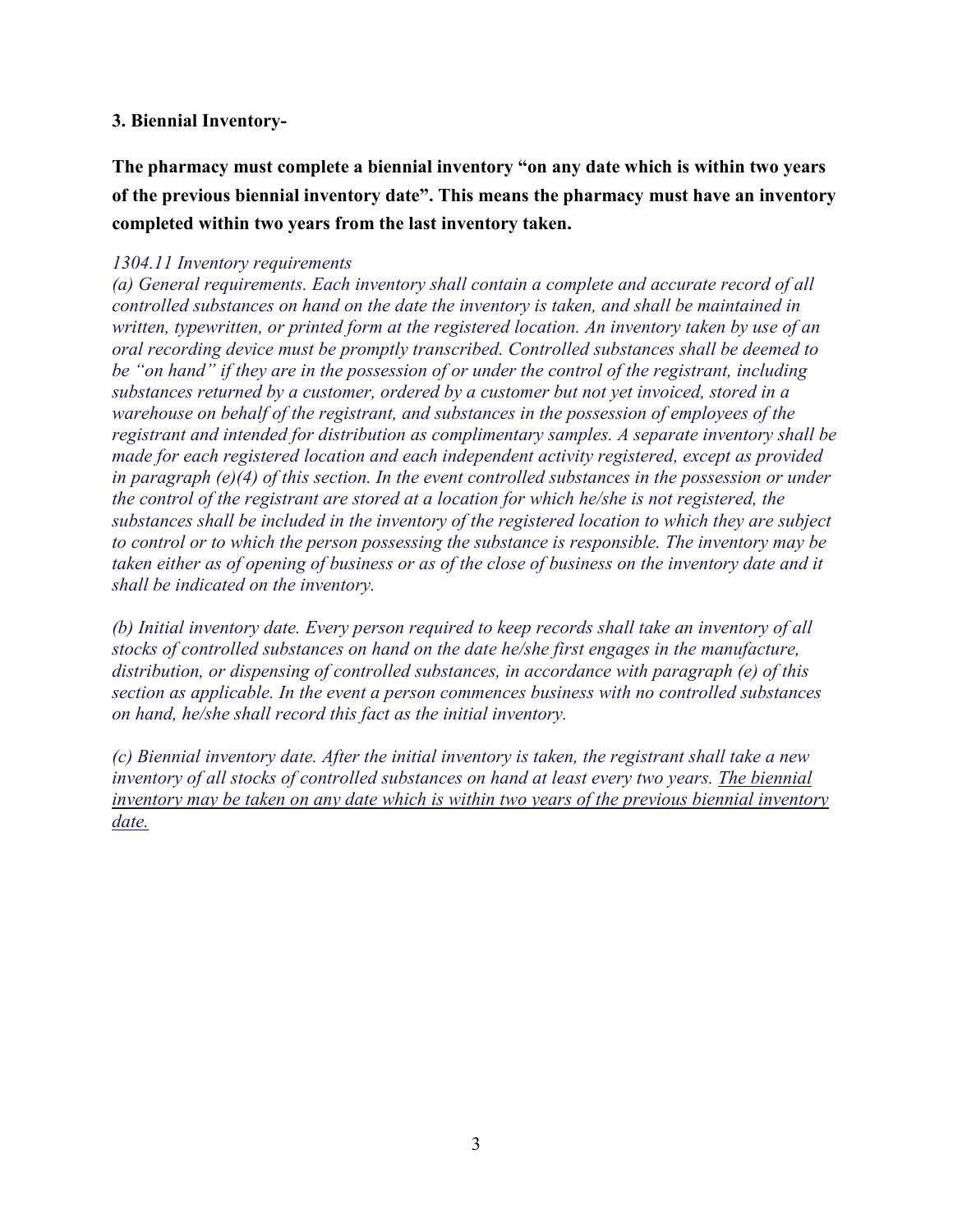**3. Biennial Inventory-**

**The pharmacy must complete a biennial inventory "on any date which is within two years of the previous biennial inventory date". This means the pharmacy must have an inventory completed within two years from the last inventory taken.**

*1304.11 Inventory requirements*

*(a) General requirements. Each inventory shall contain a complete and accurate record of all controlled substances on hand on the date the inventory is taken, and shall be maintained in written, typewritten, or printed form at the registered location. An inventory taken by use of an oral recording device must be promptly transcribed. Controlled substances shall be deemed to be "on hand" if they are in the possession of or under the control of the registrant, including substances returned by a customer, ordered by a customer but not yet invoiced, stored in a warehouse on behalf of the registrant, and substances in the possession of employees of the registrant and intended for distribution as complimentary samples. A separate inventory shall be made for each registered location and each independent activity registered, except as provided in paragraph (e)(4) of this section. In the event controlled substances in the possession or under the control of the registrant are stored at a location for which he/she is not registered, the substances shall be included in the inventory of the registered location to which they are subject to control or to which the person possessing the substance is responsible. The inventory may be taken either as of opening of business or as of the close of business on the inventory date and it shall be indicated on the inventory.*

*(b) Initial inventory date. Every person required to keep records shall take an inventory of all stocks of controlled substances on hand on the date he/she first engages in the manufacture, distribution, or dispensing of controlled substances, in accordance with paragraph (e) of this section as applicable. In the event a person commences business with no controlled substances on hand, he/she shall record this fact as the initial inventory.*

*(c) Biennial inventory date. After the initial inventory is taken, the registrant shall take a new inventory of all stocks of controlled substances on hand at least every two years. <u>The biennial inventory may be taken on any date which is within two years of the previous biennial inventory date.</u>*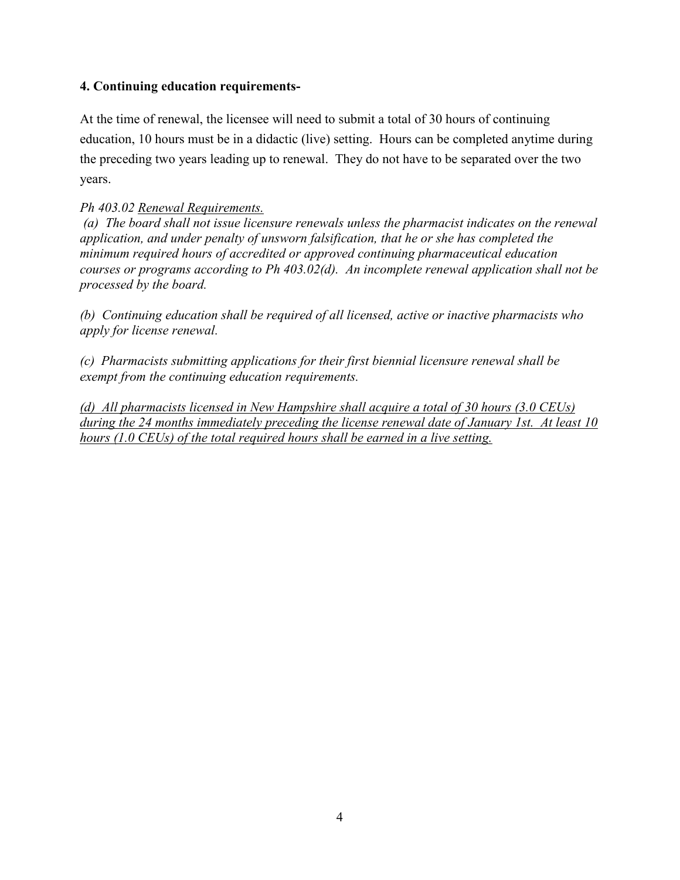**4. Continuing education requirements-**

At the time of renewal, the licensee will need to submit a total of 30 hours of continuing education, 10 hours must be in a didactic (live) setting. Hours can be completed anytime during the preceding two years leading up to renewal. They do not have to be separated over the two years.

*Ph 403.02 <u>Renewal Requirements.</u>*

*(a) The board shall not issue licensure renewals unless the pharmacist indicates on the renewal application, and under penalty of unsworn falsification, that he or she has completed the minimum required hours of accredited or approved continuing pharmaceutical education courses or programs according to Ph 403.02(d). An incomplete renewal application shall not be processed by the board.*

*(b) Continuing education shall be required of all licensed, active or inactive pharmacists who apply for license renewal.*

*(c) Pharmacists submitting applications for their first biennial licensure renewal shall be exempt from the continuing education requirements.*

*<u>(d) All pharmacists licensed in New Hampshire shall acquire a total of 30 hours (3.0 CEUs) during the 24 months immediately preceding the license renewal date of January 1st. At least 10 hours (1.0 CEUs) of the total required hours shall be earned in a live setting.</u>*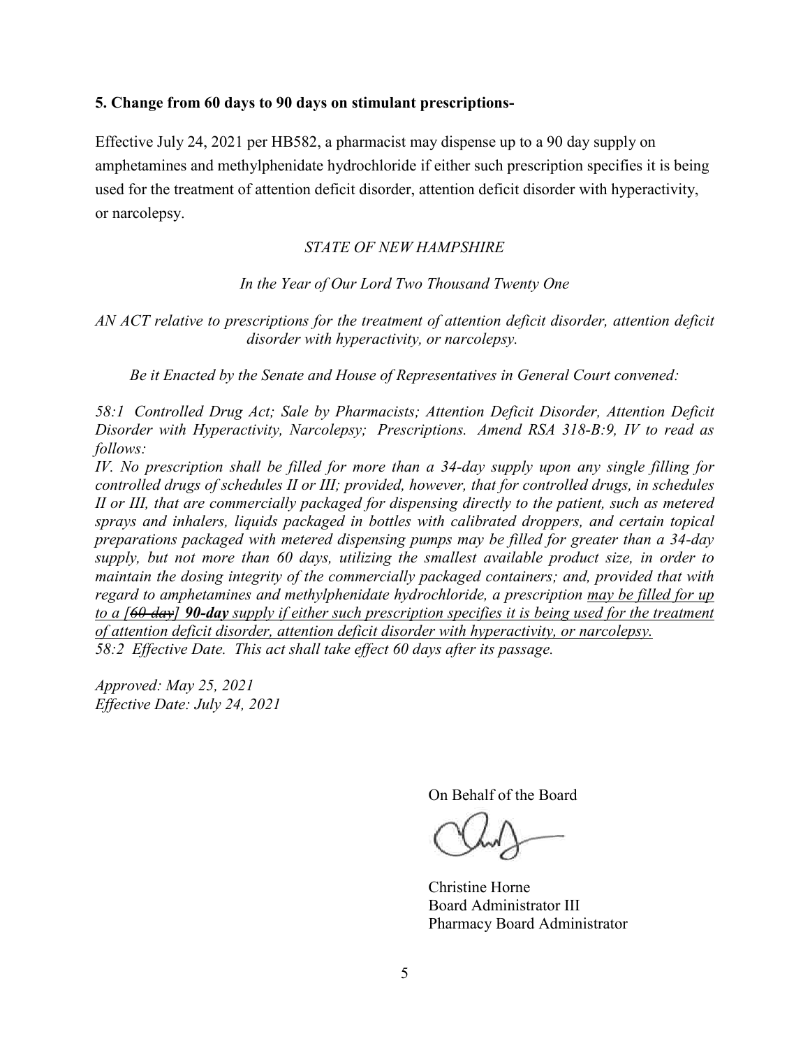**5. Change from 60 days to 90 days on stimulant prescriptions-**

Effective July 24, 2021 per HB582, a pharmacist may dispense up to a 90 day supply on amphetamines and methylphenidate hydrochloride if either such prescription specifies it is being used for the treatment of attention deficit disorder, attention deficit disorder with hyperactivity, or narcolepsy.

*STATE OF NEW HAMPSHIRE*

*In the Year of Our Lord Two Thousand Twenty One*

*AN ACT relative to prescriptions for the treatment of attention deficit disorder, attention deficit disorder with hyperactivity, or narcolepsy.*

*Be it Enacted by the Senate and House of Representatives in General Court convened:*

*58:1 Controlled Drug Act; Sale by Pharmacists; Attention Deficit Disorder, Attention Deficit Disorder with Hyperactivity, Narcolepsy; Prescriptions. Amend RSA 318-B:9, IV to read as follows:*

*IV. No prescription shall be filled for more than a 34-day supply upon any single filling for controlled drugs of schedules II or III; provided, however, that for controlled drugs, in schedules II or III, that are commercially packaged for dispensing directly to the patient, such as metered sprays and inhalers, liquids packaged in bottles with calibrated droppers, and certain topical preparations packaged with metered dispensing pumps may be filled for greater than a 34-day supply, but not more than 60 days, utilizing the smallest available product size, in order to maintain the dosing integrity of the commercially packaged containers; and, provided that with regard to amphetamines and methylphenidate hydrochloride, a prescription <u>may be filled for up to a [~~60-day~~] **90-day** supply if either such prescription specifies it is being used for the treatment of attention deficit disorder, attention deficit disorder with hyperactivity, or narcolepsy.</u>*

*58:2 Effective Date. This act shall take effect 60 days after its passage.*

*Approved: May 25, 2021*
*Effective Date: July 24, 2021*

On Behalf of the Board

Christine Horne
Board Administrator III
Pharmacy Board Administrator